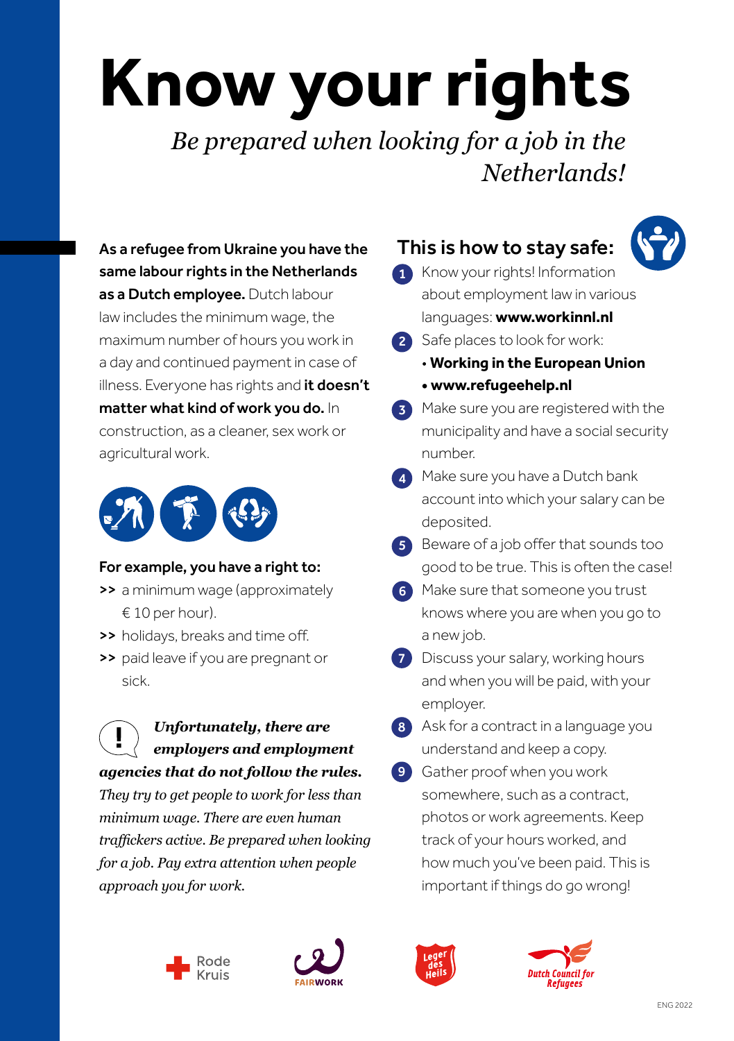# Know your rights

*Be prepared when looking for a job in the Netherlands!*

**As a refugee from Ukraine you have the same labour rights in the Netherlands as a Dutch employee.** Dutch labour law includes the minimum wage, the maximum number of hours you work in a day and continued payment in case of illness. Everyone has rights and **it doesn't matter what kind of work you do.** In construction, as a cleaner, sex work or agricultural work.

**For example, you have a right to:**

- >> a minimum wage (approximately € 10 per hour).
- >> holidays, breaks and time off.
- >> paid leave if you are pregnant or sick.

**! *Unfortunately, there are employers and employment agencies that do not follow the rules.*** *They try to get people to work for less than minimum wage. There are even human traffickers active. Be prepared when looking for a job. Pay extra attention when people approach you for work.*

## This is how to stay safe:

1. Know your rights! Information about employment law in various languages: **www.workinnl.nl**
2. Safe places to look for work:
   - **Working in the European Union**
   - **www.refugeehelp.nl**
3. Make sure you are registered with the municipality and have a social security number.
4. Make sure you have a Dutch bank account into which your salary can be deposited.
5. Beware of a job offer that sounds too good to be true. This is often the case!
6. Make sure that someone you trust knows where you are when you go to a new job.
7. Discuss your salary, working hours and when you will be paid, with your employer.
8. Ask for a contract in a language you understand and keep a copy.
9. Gather proof when you work somewhere, such as a contract, photos or work agreements. Keep track of your hours worked, and how much you've been paid. This is important if things do go wrong!

Rode Kruis | FAIRWORK | Leger des Heils | Dutch Council for Refugees

ENG 2022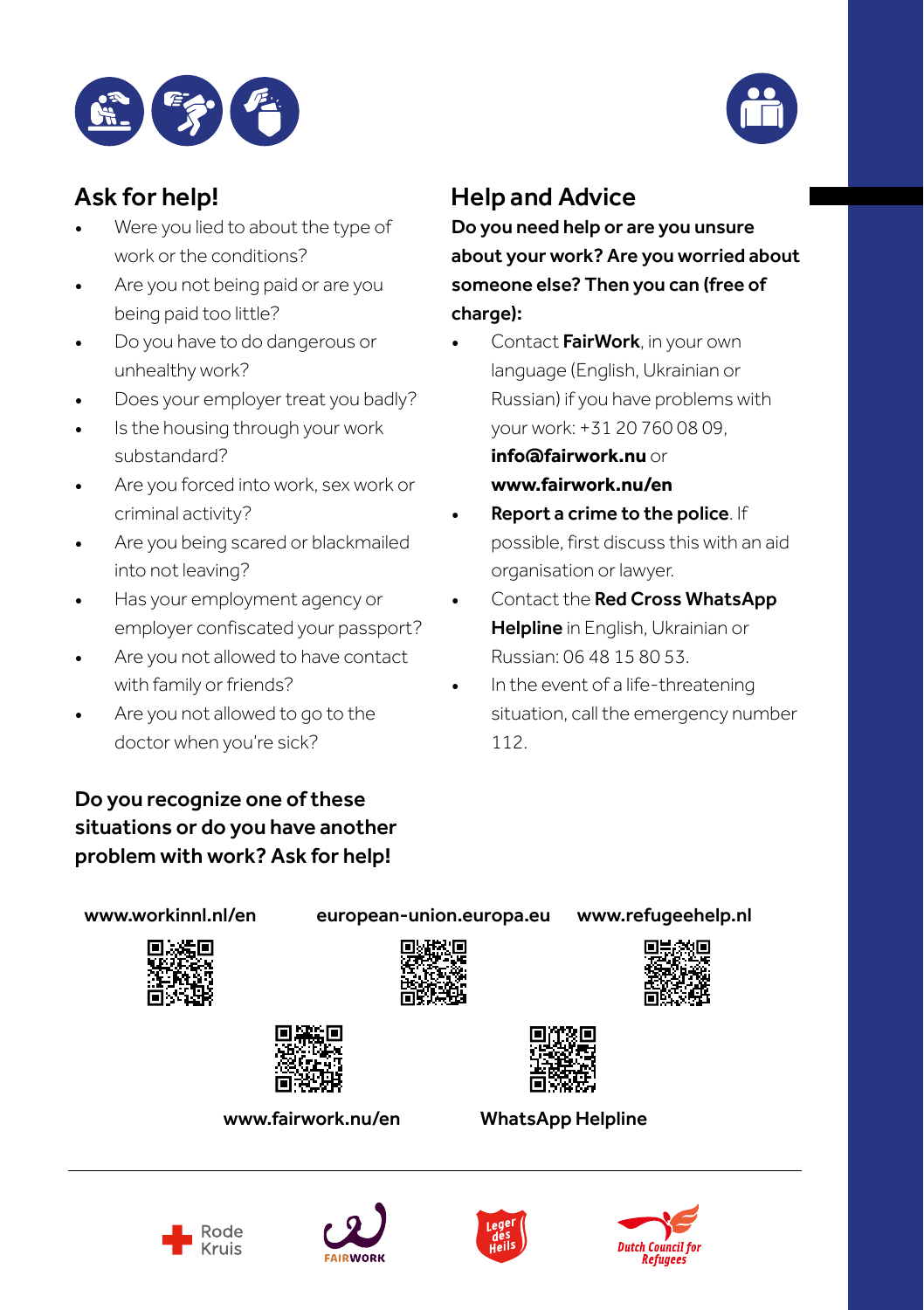## Ask for help!

- Were you lied to about the type of work or the conditions?
- Are you not being paid or are you being paid too little?
- Do you have to do dangerous or unhealthy work?
- Does your employer treat you badly?
- Is the housing through your work substandard?
- Are you forced into work, sex work or criminal activity?
- Are you being scared or blackmailed into not leaving?
- Has your employment agency or employer confiscated your passport?
- Are you not allowed to have contact with family or friends?
- Are you not allowed to go to the doctor when you're sick?

**Do you recognize one of these situations or do you have another problem with work? Ask for help!**

## Help and Advice

**Do you need help or are you unsure about your work? Are you worried about someone else? Then you can (free of charge):**

- Contact **FairWork**, in your own language (English, Ukrainian or Russian) if you have problems with your work: +31 20 760 08 09, **info@fairwork.nu** or **www.fairwork.nu/en**
- **Report a crime to the police**. If possible, first discuss this with an aid organisation or lawyer.
- Contact the **Red Cross WhatsApp Helpline** in English, Ukrainian or Russian: 06 48 15 80 53.
- In the event of a life-threatening situation, call the emergency number 112.

**www.workinnl.nl/en**

**european-union.europa.eu**

**www.refugeehelp.nl**

**www.fairwork.nu/en**

**WhatsApp Helpline**

Rode Kruis

FAIRWORK

Leger des Heils

Dutch Council for Refugees